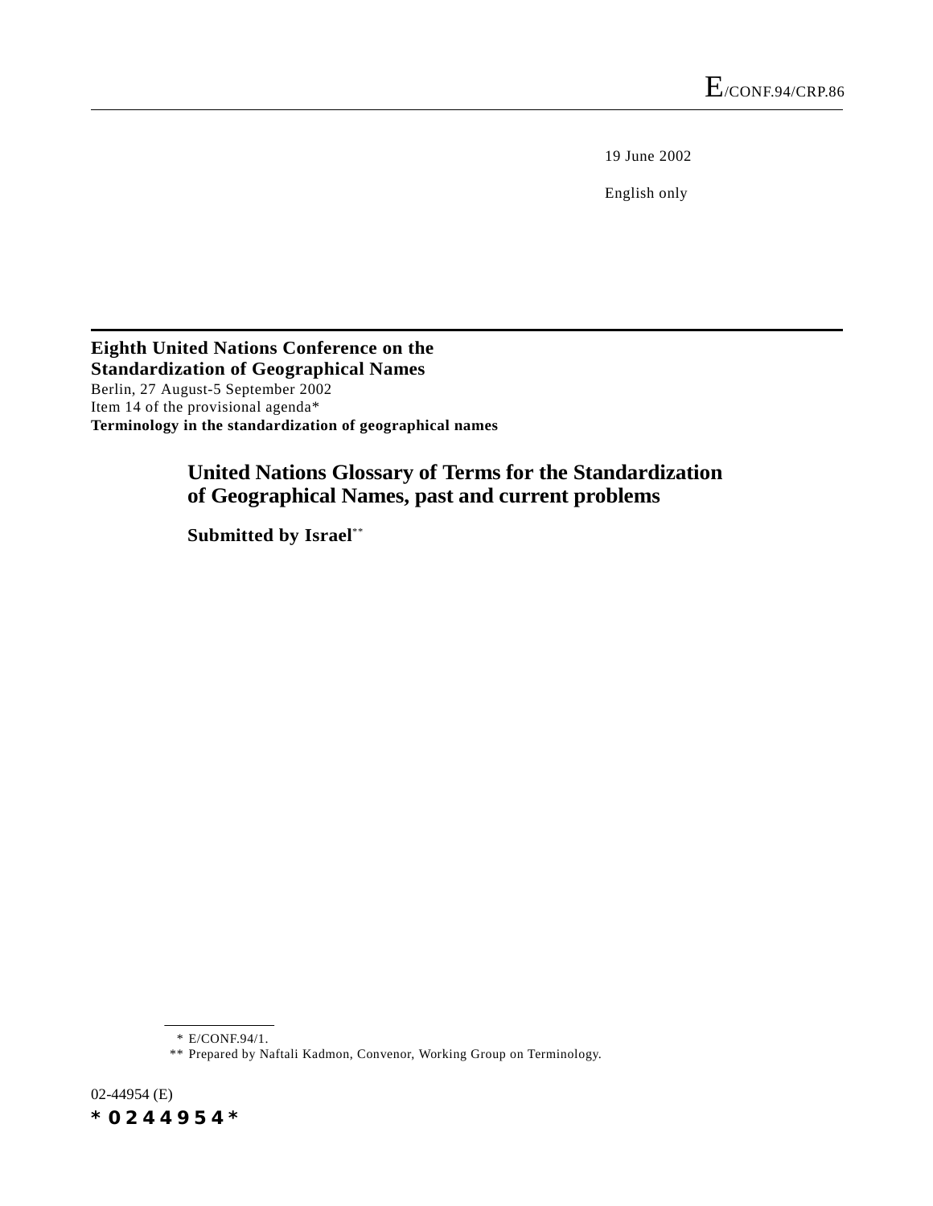E/CONF.94/CRP.86

19 June 2002

English only

**Eighth United Nations Conference on the Standardization of Geographical Names**
Berlin, 27 August-5 September 2002
Item 14 of the provisional agenda*
**Terminology in the standardization of geographical names**

# United Nations Glossary of Terms for the Standardization of Geographical Names, past and current problems

**Submitted by Israel****

---

\* E/CONF.94/1.

\*\* Prepared by Naftali Kadmon, Convenor, Working Group on Terminology.

02-44954 (E)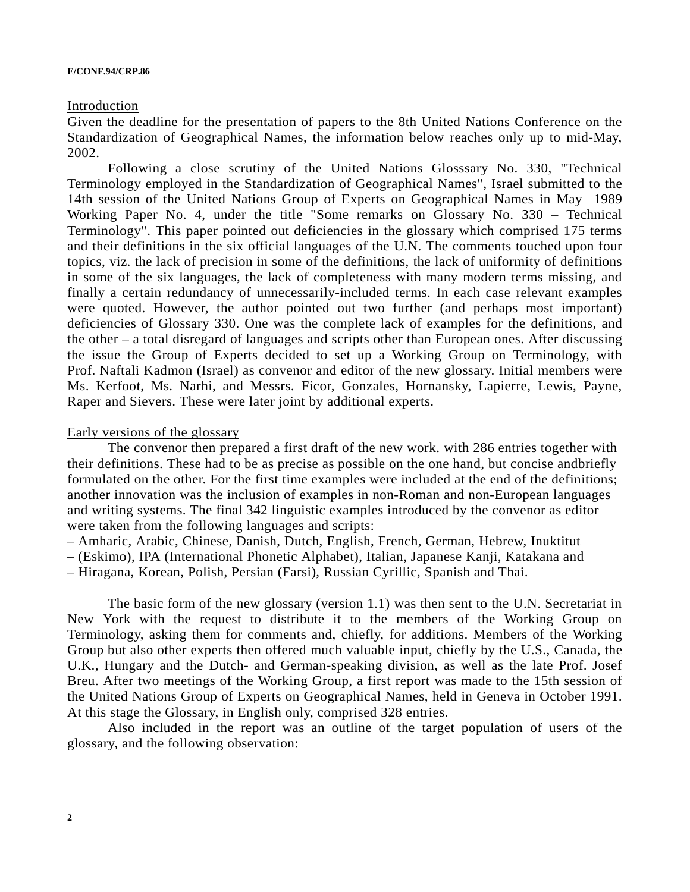Introduction

Given the deadline for the presentation of papers to the 8th United Nations Conference on the Standardization of Geographical Names, the information below reaches only up to mid-May, 2002.

Following a close scrutiny of the United Nations Glosssary No. 330, "Technical Terminology employed in the Standardization of Geographical Names", Israel submitted to the 14th session of the United Nations Group of Experts on Geographical Names in May 1989 Working Paper No. 4, under the title "Some remarks on Glossary No. 330 – Technical Terminology". This paper pointed out deficiencies in the glossary which comprised 175 terms and their definitions in the six official languages of the U.N. The comments touched upon four topics, viz. the lack of precision in some of the definitions, the lack of uniformity of definitions in some of the six languages, the lack of completeness with many modern terms missing, and finally a certain redundancy of unnecessarily-included terms. In each case relevant examples were quoted. However, the author pointed out two further (and perhaps most important) deficiencies of Glossary 330. One was the complete lack of examples for the definitions, and the other – a total disregard of languages and scripts other than European ones. After discussing the issue the Group of Experts decided to set up a Working Group on Terminology, with Prof. Naftali Kadmon (Israel) as convenor and editor of the new glossary. Initial members were Ms. Kerfoot, Ms. Narhi, and Messrs. Ficor, Gonzales, Hornansky, Lapierre, Lewis, Payne, Raper and Sievers. These were later joint by additional experts.

Early versions of the glossary

The convenor then prepared a first draft of the new work. with 286 entries together with their definitions. These had to be as precise as possible on the one hand, but concise andbriefly formulated on the other. For the first time examples were included at the end of the definitions; another innovation was the inclusion of examples in non-Roman and non-European languages and writing systems. The final 342 linguistic examples introduced by the convenor as editor were taken from the following languages and scripts:

– Amharic, Arabic, Chinese, Danish, Dutch, English, French, German, Hebrew, Inuktitut
– (Eskimo), IPA (International Phonetic Alphabet), Italian, Japanese Kanji, Katakana and
– Hiragana, Korean, Polish, Persian (Farsi), Russian Cyrillic, Spanish and Thai.

The basic form of the new glossary (version 1.1) was then sent to the U.N. Secretariat in New York with the request to distribute it to the members of the Working Group on Terminology, asking them for comments and, chiefly, for additions. Members of the Working Group but also other experts then offered much valuable input, chiefly by the U.S., Canada, the U.K., Hungary and the Dutch- and German-speaking division, as well as the late Prof. Josef Breu. After two meetings of the Working Group, a first report was made to the 15th session of the United Nations Group of Experts on Geographical Names, held in Geneva in October 1991. At this stage the Glossary, in English only, comprised 328 entries.

Also included in the report was an outline of the target population of users of the glossary, and the following observation: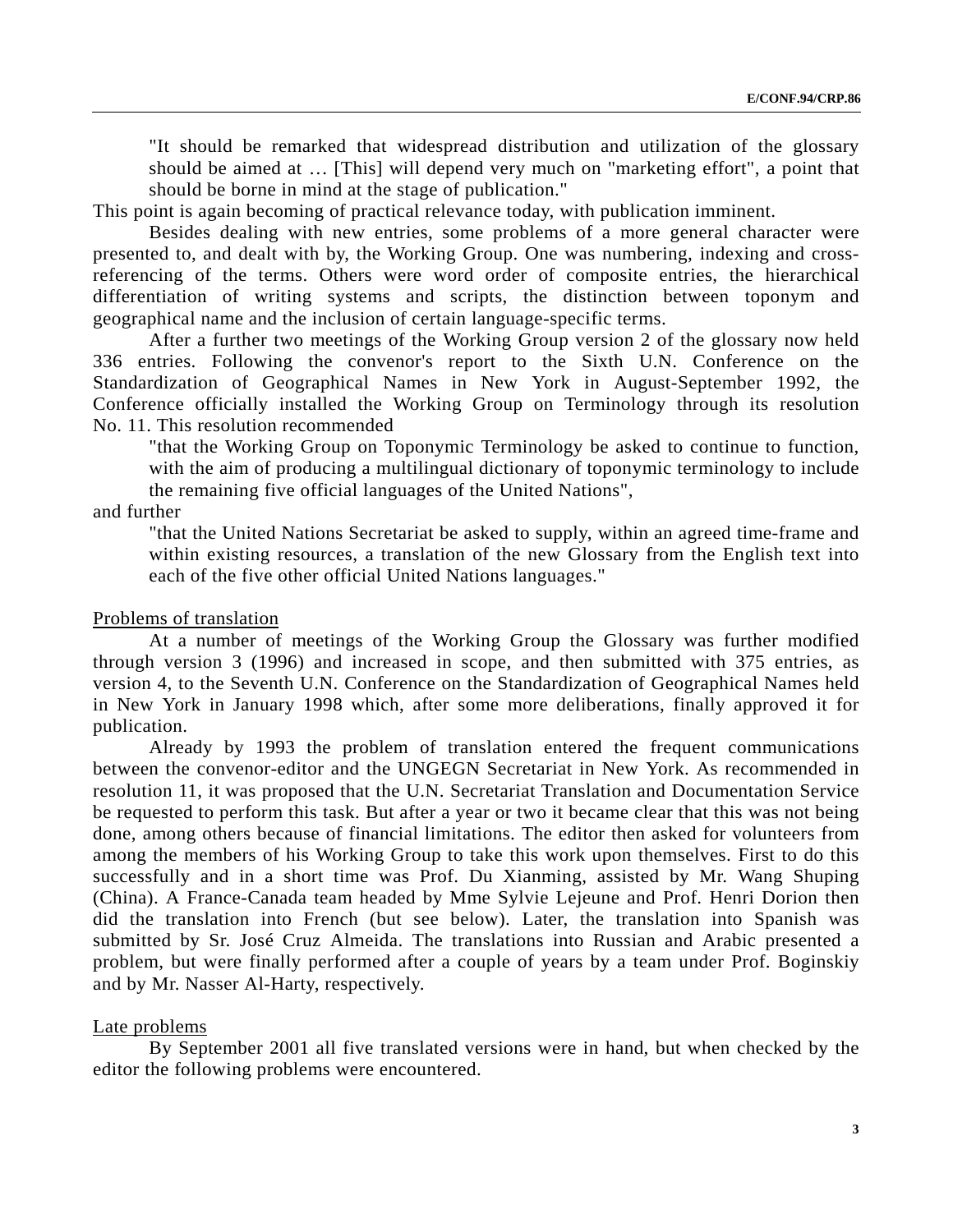> "It should be remarked that widespread distribution and utilization of the glossary should be aimed at … [This] will depend very much on "marketing effort", a point that should be borne in mind at the stage of publication."

This point is again becoming of practical relevance today, with publication imminent.

Besides dealing with new entries, some problems of a more general character were presented to, and dealt with by, the Working Group. One was numbering, indexing and cross-referencing of the terms. Others were word order of composite entries, the hierarchical differentiation of writing systems and scripts, the distinction between toponym and geographical name and the inclusion of certain language-specific terms.

After a further two meetings of the Working Group version 2 of the glossary now held 336 entries. Following the convenor's report to the Sixth U.N. Conference on the Standardization of Geographical Names in New York in August-September 1992, the Conference officially installed the Working Group on Terminology through its resolution No. 11. This resolution recommended

> "that the Working Group on Toponymic Terminology be asked to continue to function, with the aim of producing a multilingual dictionary of toponymic terminology to include the remaining five official languages of the United Nations",

and further

> "that the United Nations Secretariat be asked to supply, within an agreed time-frame and within existing resources, a translation of the new Glossary from the English text into each of the five other official United Nations languages."

<u>Problems of translation</u>

At a number of meetings of the Working Group the Glossary was further modified through version 3 (1996) and increased in scope, and then submitted with 375 entries, as version 4, to the Seventh U.N. Conference on the Standardization of Geographical Names held in New York in January 1998 which, after some more deliberations, finally approved it for publication.

Already by 1993 the problem of translation entered the frequent communications between the convenor-editor and the UNGEGN Secretariat in New York. As recommended in resolution 11, it was proposed that the U.N. Secretariat Translation and Documentation Service be requested to perform this task. But after a year or two it became clear that this was not being done, among others because of financial limitations. The editor then asked for volunteers from among the members of his Working Group to take this work upon themselves. First to do this successfully and in a short time was Prof. Du Xianming, assisted by Mr. Wang Shuping (China). A France-Canada team headed by Mme Sylvie Lejeune and Prof. Henri Dorion then did the translation into French (but see below). Later, the translation into Spanish was submitted by Sr. José Cruz Almeida. The translations into Russian and Arabic presented a problem, but were finally performed after a couple of years by a team under Prof. Boginskiy and by Mr. Nasser Al-Harty, respectively.

<u>Late problems</u>

By September 2001 all five translated versions were in hand, but when checked by the editor the following problems were encountered.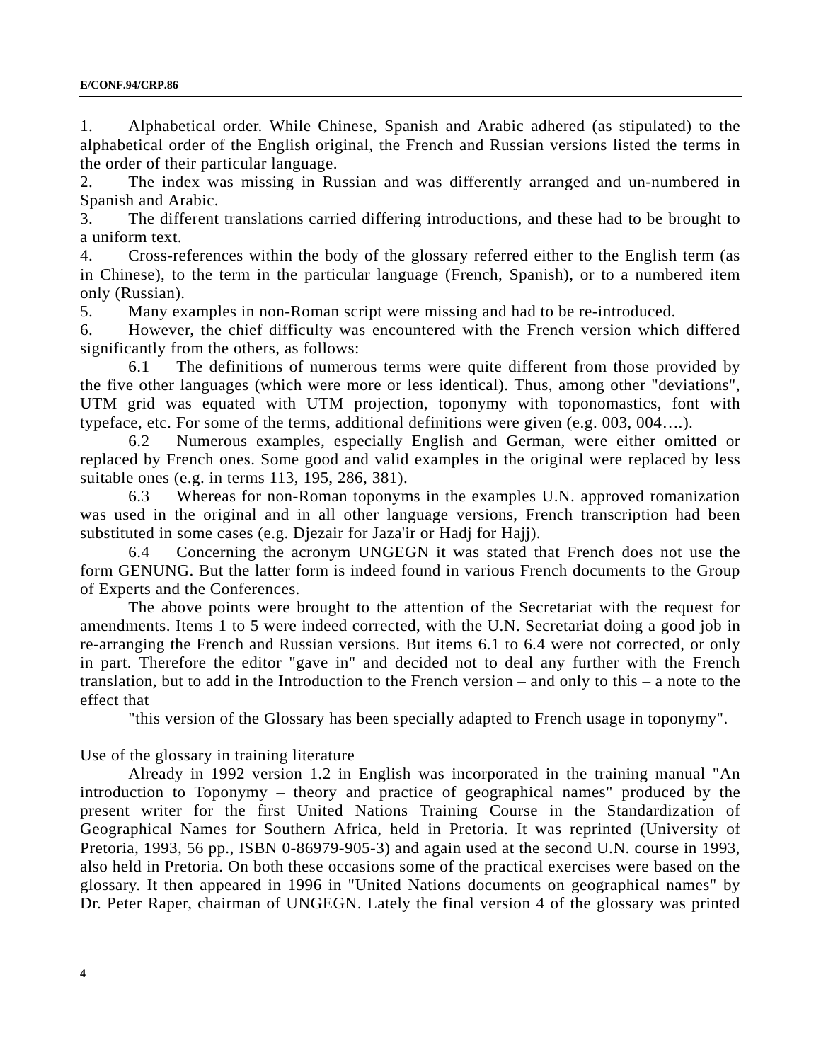1. Alphabetical order. While Chinese, Spanish and Arabic adhered (as stipulated) to the alphabetical order of the English original, the French and Russian versions listed the terms in the order of their particular language.
2. The index was missing in Russian and was differently arranged and un-numbered in Spanish and Arabic.
3. The different translations carried differing introductions, and these had to be brought to a uniform text.
4. Cross-references within the body of the glossary referred either to the English term (as in Chinese), to the term in the particular language (French, Spanish), or to a numbered item only (Russian).
5. Many examples in non-Roman script were missing and had to be re-introduced.
6. However, the chief difficulty was encountered with the French version which differed significantly from the others, as follows:

 6.1 The definitions of numerous terms were quite different from those provided by the five other languages (which were more or less identical). Thus, among other "deviations", UTM grid was equated with UTM projection, toponymy with toponomastics, font with typeface, etc. For some of the terms, additional definitions were given (e.g. 003, 004….).

 6.2 Numerous examples, especially English and German, were either omitted or replaced by French ones. Some good and valid examples in the original were replaced by less suitable ones (e.g. in terms 113, 195, 286, 381).

 6.3 Whereas for non-Roman toponyms in the examples U.N. approved romanization was used in the original and in all other language versions, French transcription had been substituted in some cases (e.g. Djezair for Jaza'ir or Hadj for Hajj).

 6.4 Concerning the acronym UNGEGN it was stated that French does not use the form GENUNG. But the latter form is indeed found in various French documents to the Group of Experts and the Conferences.

The above points were brought to the attention of the Secretariat with the request for amendments. Items 1 to 5 were indeed corrected, with the U.N. Secretariat doing a good job in re-arranging the French and Russian versions. But items 6.1 to 6.4 were not corrected, or only in part. Therefore the editor "gave in" and decided not to deal any further with the French translation, but to add in the Introduction to the French version – and only to this – a note to the effect that

"this version of the Glossary has been specially adapted to French usage in toponymy".

<u>Use of the glossary in training literature</u>

Already in 1992 version 1.2 in English was incorporated in the training manual "An introduction to Toponymy – theory and practice of geographical names" produced by the present writer for the first United Nations Training Course in the Standardization of Geographical Names for Southern Africa, held in Pretoria. It was reprinted (University of Pretoria, 1993, 56 pp., ISBN 0-86979-905-3) and again used at the second U.N. course in 1993, also held in Pretoria. On both these occasions some of the practical exercises were based on the glossary. It then appeared in 1996 in "United Nations documents on geographical names" by Dr. Peter Raper, chairman of UNGEGN. Lately the final version 4 of the glossary was printed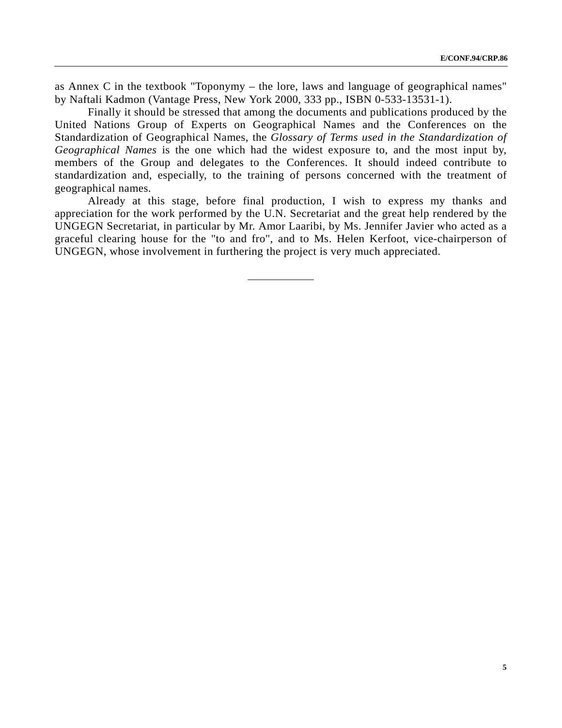as Annex C in the textbook "Toponymy – the lore, laws and language of geographical names" by Naftali Kadmon (Vantage Press, New York 2000, 333 pp., ISBN 0-533-13531-1).

Finally it should be stressed that among the documents and publications produced by the United Nations Group of Experts on Geographical Names and the Conferences on the Standardization of Geographical Names, the *Glossary of Terms used in the Standardization of Geographical Names* is the one which had the widest exposure to, and the most input by, members of the Group and delegates to the Conferences. It should indeed contribute to standardization and, especially, to the training of persons concerned with the treatment of geographical names.

Already at this stage, before final production, I wish to express my thanks and appreciation for the work performed by the U.N. Secretariat and the great help rendered by the UNGEGN Secretariat, in particular by Mr. Amor Laaribi, by Ms. Jennifer Javier who acted as a graceful clearing house for the "to and fro", and to Ms. Helen Kerfoot, vice-chairperson of UNGEGN, whose involvement in furthering the project is very much appreciated.